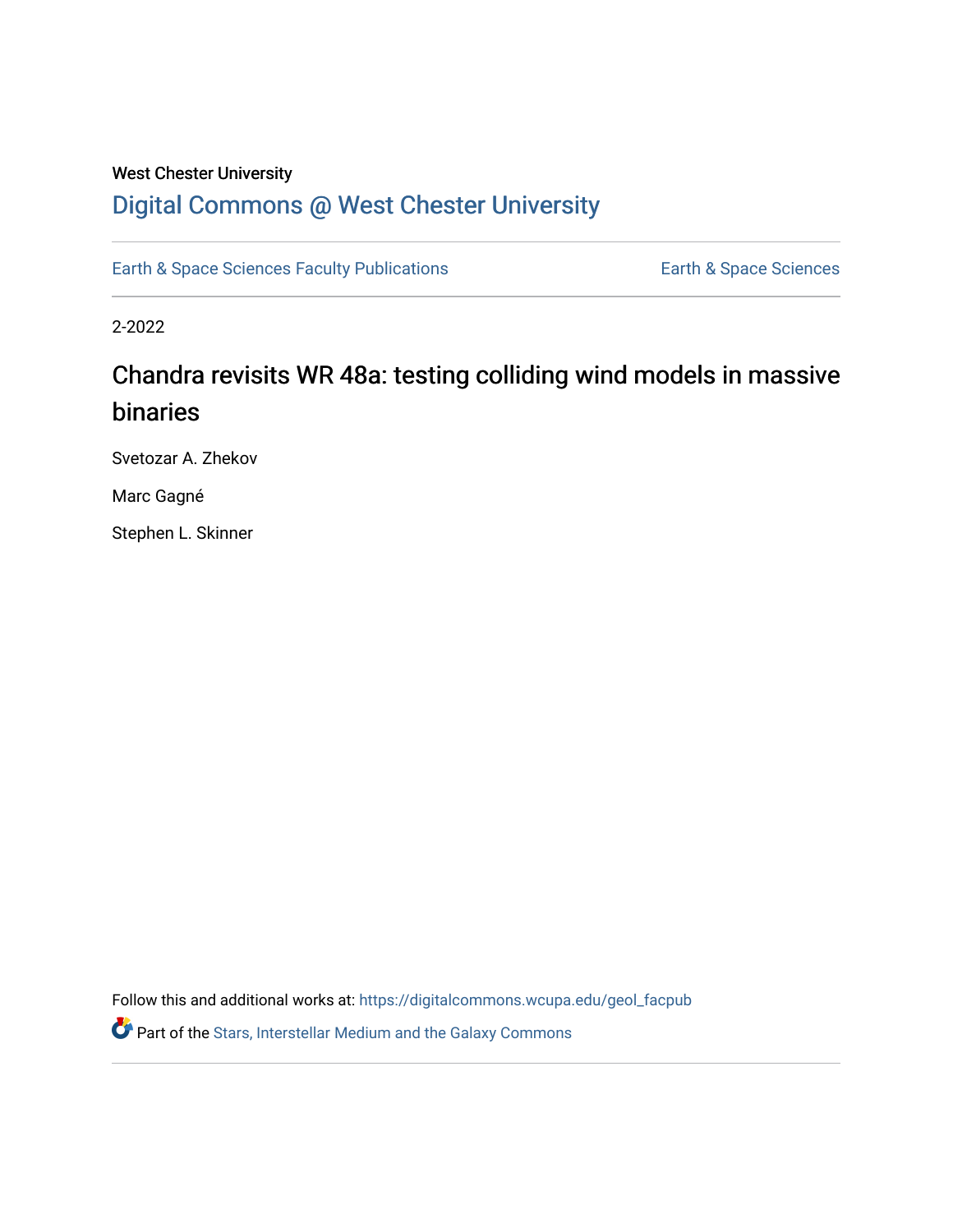West Chester University

# Digital Commons @ West Chester University

Earth & Space Sciences Faculty Publications

Earth & Space Sciences

2-2022

## Chandra revisits WR 48a: testing colliding wind models in massive binaries

Svetozar A. Zhekov

Marc Gagné

Stephen L. Skinner

Follow this and additional works at: https://digitalcommons.wcupa.edu/geol_facpub

Part of the Stars, Interstellar Medium and the Galaxy Commons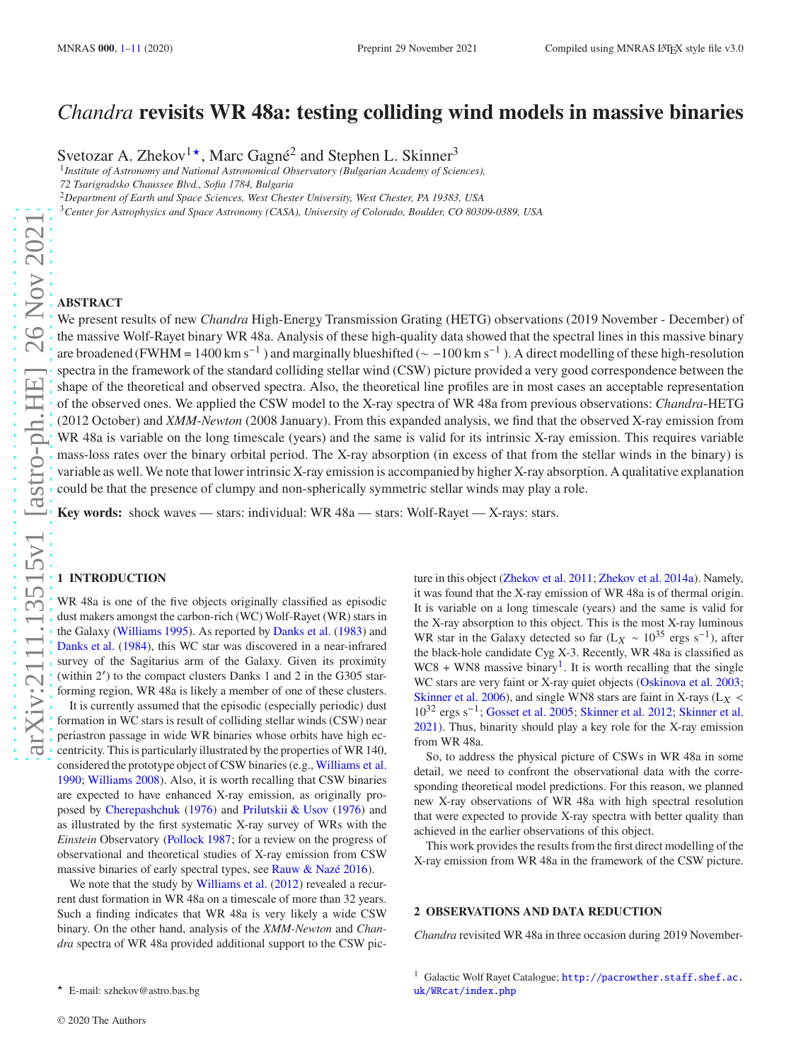# *Chandra* revisits WR 48a: testing colliding wind models in massive binaries

Svetozar A. Zhekov[1⋆], Marc Gagné[2] and Stephen L. Skinner[3]

[1]*Institute of Astronomy and National Astronomical Observatory (Bulgarian Academy of Sciences), 72 Tsarigradsko Chaussee Blvd., Sofia 1784, Bulgaria*
[2]*Department of Earth and Space Sciences, West Chester University, West Chester, PA 19383, USA*
[3]*Center for Astrophysics and Space Astronomy (CASA), University of Colorado, Boulder, CO 80309-0389, USA*

## ABSTRACT

We present results of new *Chandra* High-Energy Transmission Grating (HETG) observations (2019 November - December) of the massive Wolf-Rayet binary WR 48a. Analysis of these high-quality data showed that the spectral lines in this massive binary are broadened (FWHM = 1400 km s$^{-1}$ ) and marginally blueshifted ($\sim -100$ km s$^{-1}$ ). A direct modelling of these high-resolution spectra in the framework of the standard colliding stellar wind (CSW) picture provided a very good correspondence between the shape of the theoretical and observed spectra. Also, the theoretical line profiles are in most cases an acceptable representation of the observed ones. We applied the CSW model to the X-ray spectra of WR 48a from previous observations: *Chandra*-HETG (2012 October) and *XMM-Newton* (2008 January). From this expanded analysis, we find that the observed X-ray emission from WR 48a is variable on the long timescale (years) and the same is valid for its intrinsic X-ray emission. This requires variable mass-loss rates over the binary orbital period. The X-ray absorption (in excess of that from the stellar winds in the binary) is variable as well. We note that lower intrinsic X-ray emission is accompanied by higher X-ray absorption. A qualitative explanation could be that the presence of clumpy and non-spherically symmetric stellar winds may play a role.

**Key words:** shock waves — stars: individual: WR 48a — stars: Wolf-Rayet — X-rays: stars.

## 1 INTRODUCTION

WR 48a is one of the five objects originally classified as episodic dust makers amongst the carbon-rich (WC) Wolf-Rayet (WR) stars in the Galaxy (Williams 1995). As reported by Danks et al. (1983) and Danks et al. (1984), this WC star was discovered in a near-infrared survey of the Sagitarius arm of the Galaxy. Given its proximity (within 2′) to the compact clusters Danks 1 and 2 in the G305 star-forming region, WR 48a is likely a member of one of these clusters.

It is currently assumed that the episodic (especially periodic) dust formation in WC stars is result of colliding stellar winds (CSW) near periastron passage in wide WR binaries whose orbits have high eccentricity. This is particularly illustrated by the properties of WR 140, considered the prototype object of CSW binaries (e.g., Williams et al. 1990; Williams 2008). Also, it is worth recalling that CSW binaries are expected to have enhanced X-ray emission, as originally proposed by Cherepashchuk (1976) and Prilutskii & Usov (1976) and as illustrated by the first systematic X-ray survey of WRs with the *Einstein* Observatory (Pollock 1987; for a review on the progress of observational and theoretical studies of X-ray emission from CSW massive binaries of early spectral types, see Rauw & Nazé 2016).

We note that the study by Williams et al. (2012) revealed a recurrent dust formation in WR 48a on a timescale of more than 32 years. Such a finding indicates that WR 48a is very likely a wide CSW binary. On the other hand, analysis of the *XMM-Newton* and *Chandra* spectra of WR 48a provided additional support to the CSW picture in this object (Zhekov et al. 2011; Zhekov et al. 2014a). Namely, it was found that the X-ray emission of WR 48a is of thermal origin. It is variable on a long timescale (years) and the same is valid for the X-ray absorption to this object. This is the most X-ray luminous WR star in the Galaxy detected so far ($L_X \sim 10^{35}$ ergs s$^{-1}$), after the black-hole candidate Cyg X-3. Recently, WR 48a is classified as WC8 + WN8 massive binary[1]. It is worth recalling that the single WC stars are very faint or X-ray quiet objects (Oskinova et al. 2003; Skinner et al. 2006), and single WN8 stars are faint in X-rays ($L_X < 10^{32}$ ergs s$^{-1}$; Gosset et al. 2005; Skinner et al. 2012; Skinner et al. 2021). Thus, binarity should play a key role for the X-ray emission from WR 48a.

So, to address the physical picture of CSWs in WR 48a in some detail, we need to confront the observational data with the corresponding theoretical model predictions. For this reason, we planned new X-ray observations of WR 48a with high spectral resolution that were expected to provide X-ray spectra with better quality than achieved in the earlier observations of this object.

This work provides the results from the first direct modelling of the X-ray emission from WR 48a in the framework of the CSW picture.

## 2 OBSERVATIONS AND DATA REDUCTION

*Chandra* revisited WR 48a in three occasion during 2019 November-

[1] Galactic Wolf Rayet Catalogue; http://pacrowther.staff.shef.ac.uk/WRcat/index.php

⋆ E-mail: szhekov@astro.bas.bg

© 2020 The Authors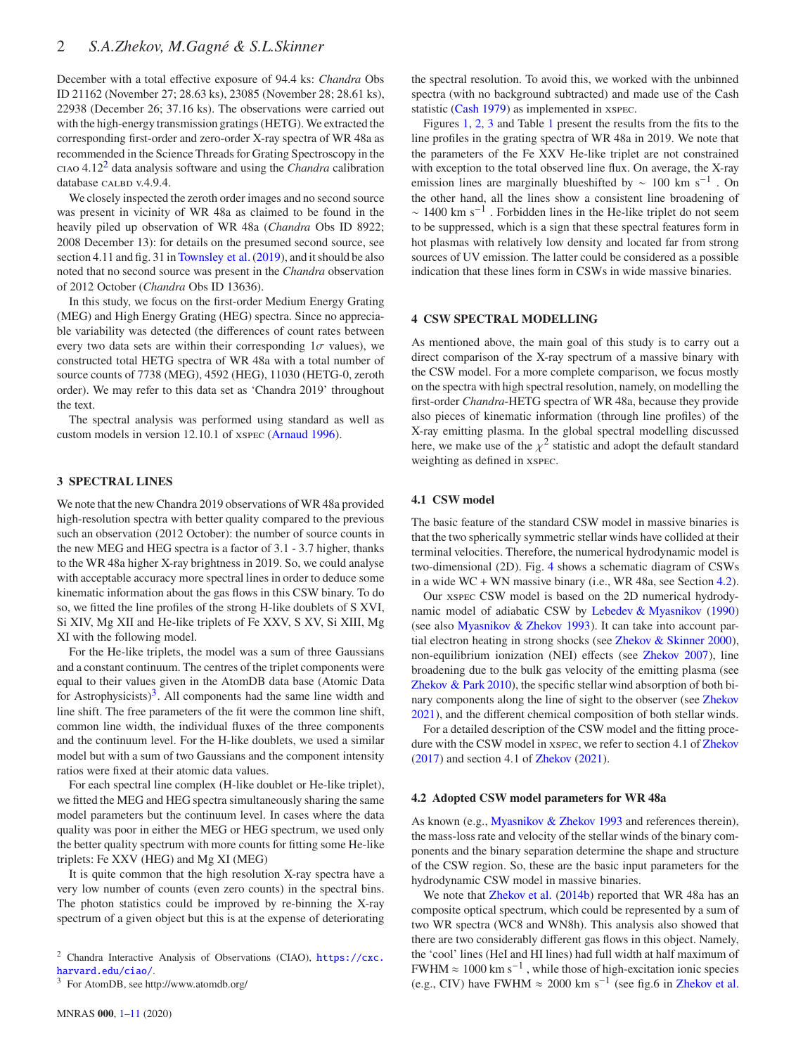December with a total effective exposure of 94.4 ks: *Chandra* Obs ID 21162 (November 27; 28.63 ks), 23085 (November 28; 28.61 ks), 22938 (December 26; 37.16 ks). The observations were carried out with the high-energy transmission gratings (HETG). We extracted the corresponding first-order and zero-order X-ray spectra of WR 48a as recommended in the Science Threads for Grating Spectroscopy in the CIAO 4.12[2] data analysis software and using the *Chandra* calibration database CALBD v.4.9.4.

We closely inspected the zeroth order images and no second source was present in vicinity of WR 48a as claimed to be found in the heavily piled up observation of WR 48a (*Chandra* Obs ID 8922; 2008 December 13): for details on the presumed second source, see section 4.11 and fig. 31 in Townsley et al. (2019), and it should be also noted that no second source was present in the *Chandra* observation of 2012 October (*Chandra* Obs ID 13636).

In this study, we focus on the first-order Medium Energy Grating (MEG) and High Energy Grating (HEG) spectra. Since no appreciable variability was detected (the differences of count rates between every two data sets are within their corresponding $1\sigma$ values), we constructed total HETG spectra of WR 48a with a total number of source counts of 7738 (MEG), 4592 (HEG), 11030 (HETG-0, zeroth order). We may refer to this data set as 'Chandra 2019' throughout the text.

The spectral analysis was performed using standard as well as custom models in version 12.10.1 of XSPEC (Arnaud 1996).

## 3 SPECTRAL LINES

We note that the new Chandra 2019 observations of WR 48a provided high-resolution spectra with better quality compared to the previous such an observation (2012 October): the number of source counts in the new MEG and HEG spectra is a factor of 3.1 - 3.7 higher, thanks to the WR 48a higher X-ray brightness in 2019. So, we could analyse with acceptable accuracy more spectral lines in order to deduce some kinematic information about the gas flows in this CSW binary. To do so, we fitted the line profiles of the strong H-like doublets of S XVI, Si XIV, Mg XII and He-like triplets of Fe XXV, S XV, Si XIII, Mg XI with the following model.

For the He-like triplets, the model was a sum of three Gaussians and a constant continuum. The centres of the triplet components were equal to their values given in the AtomDB data base (Atomic Data for Astrophysicists)[3]. All components had the same line width and line shift. The free parameters of the fit were the common line shift, common line width, the individual fluxes of the three components and the continuum level. For the H-like doublets, we used a similar model but with a sum of two Gaussians and the component intensity ratios were fixed at their atomic data values.

For each spectral line complex (H-like doublet or He-like triplet), we fitted the MEG and HEG spectra simultaneously sharing the same model parameters but the continuum level. In cases where the data quality was poor in either the MEG or HEG spectrum, we used only the better quality spectrum with more counts for fitting some He-like triplets: Fe XXV (HEG) and Mg XI (MEG)

It is quite common that the high resolution X-ray spectra have a very low number of counts (even zero counts) in the spectral bins. The photon statistics could be improved by re-binning the X-ray spectrum of a given object but this is at the expense of deteriorating the spectral resolution. To avoid this, we worked with the unbinned spectra (with no background subtracted) and made use of the Cash statistic (Cash 1979) as implemented in XSPEC.

Figures 1, 2, 3 and Table 1 present the results from the fits to the line profiles in the grating spectra of WR 48a in 2019. We note that the parameters of the Fe XXV He-like triplet are not constrained with exception to the total observed line flux. On average, the X-ray emission lines are marginally blueshifted by $\sim$ 100 km s$^{-1}$. On the other hand, all the lines show a consistent line broadening of $\sim$ 1400 km s$^{-1}$. Forbidden lines in the He-like triplet do not seem to be suppressed, which is a sign that these spectral features form in hot plasmas with relatively low density and located far from strong sources of UV emission. The latter could be considered as a possible indication that these lines form in CSWs in wide massive binaries.

## 4 CSW SPECTRAL MODELLING

As mentioned above, the main goal of this study is to carry out a direct comparison of the X-ray spectrum of a massive binary with the CSW model. For a more complete comparison, we focus mostly on the spectra with high spectral resolution, namely, on modelling the first-order *Chandra*-HETG spectra of WR 48a, because they provide also pieces of kinematic information (through line profiles) of the X-ray emitting plasma. In the global spectral modelling discussed here, we make use of the $\chi^2$ statistic and adopt the default standard weighting as defined in XSPEC.

### 4.1 CSW model

The basic feature of the standard CSW model in massive binaries is that the two spherically symmetric stellar winds have collided at their terminal velocities. Therefore, the numerical hydrodynamic model is two-dimensional (2D). Fig. 4 shows a schematic diagram of CSWs in a wide WC + WN massive binary (i.e., WR 48a, see Section 4.2).

Our XSPEC CSW model is based on the 2D numerical hydrodynamic model of adiabatic CSW by Lebedev & Myasnikov (1990) (see also Myasnikov & Zhekov 1993). It can take into account partial electron heating in strong shocks (see Zhekov & Skinner 2000), non-equilibrium ionization (NEI) effects (see Zhekov 2007), line broadening due to the bulk gas velocity of the emitting plasma (see Zhekov & Park 2010), the specific stellar wind absorption of both binary components along the line of sight to the observer (see Zhekov 2021), and the different chemical composition of both stellar winds.

For a detailed description of the CSW model and the fitting procedure with the CSW model in XSPEC, we refer to section 4.1 of Zhekov (2017) and section 4.1 of Zhekov (2021).

### 4.2 Adopted CSW model parameters for WR 48a

As known (e.g., Myasnikov & Zhekov 1993 and references therein), the mass-loss rate and velocity of the stellar winds of the binary components and the binary separation determine the shape and structure of the CSW region. So, these are the basic input parameters for the hydrodynamic CSW model in massive binaries.

We note that Zhekov et al. (2014b) reported that WR 48a has an composite optical spectrum, which could be represented by a sum of two WR spectra (WC8 and WN8h). This analysis also showed that there are two considerably different gas flows in this object. Namely, the 'cool' lines (HeI and HI lines) had full width at half maximum of FWHM $\approx$ 1000 km s$^{-1}$, while those of high-excitation ionic species (e.g., CIV) have FWHM $\approx$ 2000 km s$^{-1}$ (see fig.6 in Zhekov et al.

[2] Chandra Interactive Analysis of Observations (CIAO), https://cxc.harvard.edu/ciao/.

[3] For AtomDB, see http://www.atomdb.org/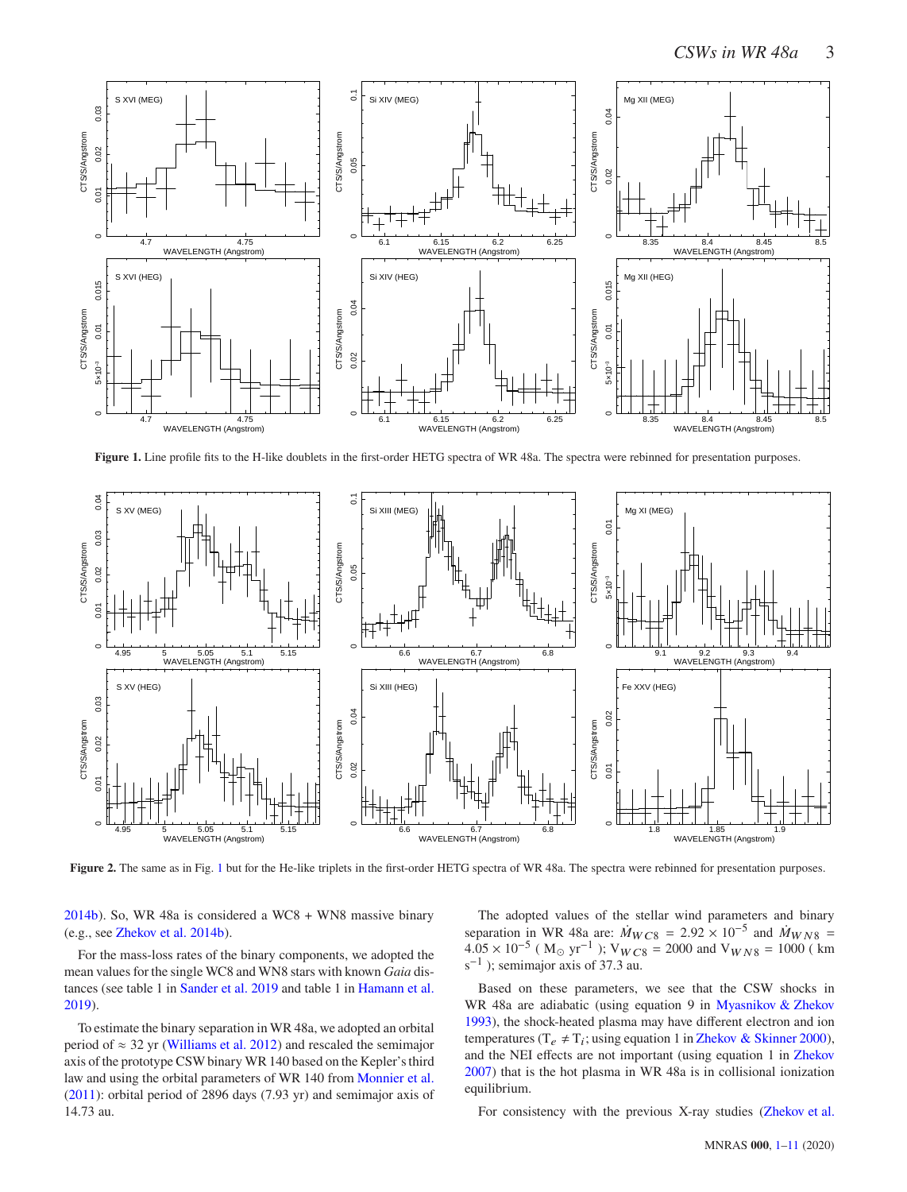**Figure 1.** Line profile fits to the H-like doublets in the first-order HETG spectra of WR 48a. The spectra were rebinned for presentation purposes.

**Figure 2.** The same as in Fig. 1 but for the He-like triplets in the first-order HETG spectra of WR 48a. The spectra were rebinned for presentation purposes.

2014b). So, WR 48a is considered a WC8 + WN8 massive binary (e.g., see Zhekov et al. 2014b).

For the mass-loss rates of the binary components, we adopted the mean values for the single WC8 and WN8 stars with known *Gaia* distances (see table 1 in Sander et al. 2019 and table 1 in Hamann et al. 2019).

To estimate the binary separation in WR 48a, we adopted an orbital period of $\approx$ 32 yr (Williams et al. 2012) and rescaled the semimajor axis of the prototype CSW binary WR 140 based on the Kepler's third law and using the orbital parameters of WR 140 from Monnier et al. (2011): orbital period of 2896 days (7.93 yr) and semimajor axis of 14.73 au.

The adopted values of the stellar wind parameters and binary separation in WR 48a are: $\dot{M}_{WC8} = 2.92 \times 10^{-5}$ and $\dot{M}_{WN8} = 4.05 \times 10^{-5}$ ( $M_{\odot}$ yr$^{-1}$ ); $V_{WC8} = 2000$ and $V_{WN8} = 1000$ ( km s$^{-1}$ ); semimajor axis of 37.3 au.

Based on these parameters, we see that the CSW shocks in WR 48a are adiabatic (using equation 9 in Myasnikov & Zhekov 1993), the shock-heated plasma may have different electron and ion temperatures ($T_e \neq T_i$; using equation 1 in Zhekov & Skinner 2000), and the NEI effects are not important (using equation 1 in Zhekov 2007) that is the hot plasma in WR 48a is in collisional ionization equilibrium.

For consistency with the previous X-ray studies (Zhekov et al.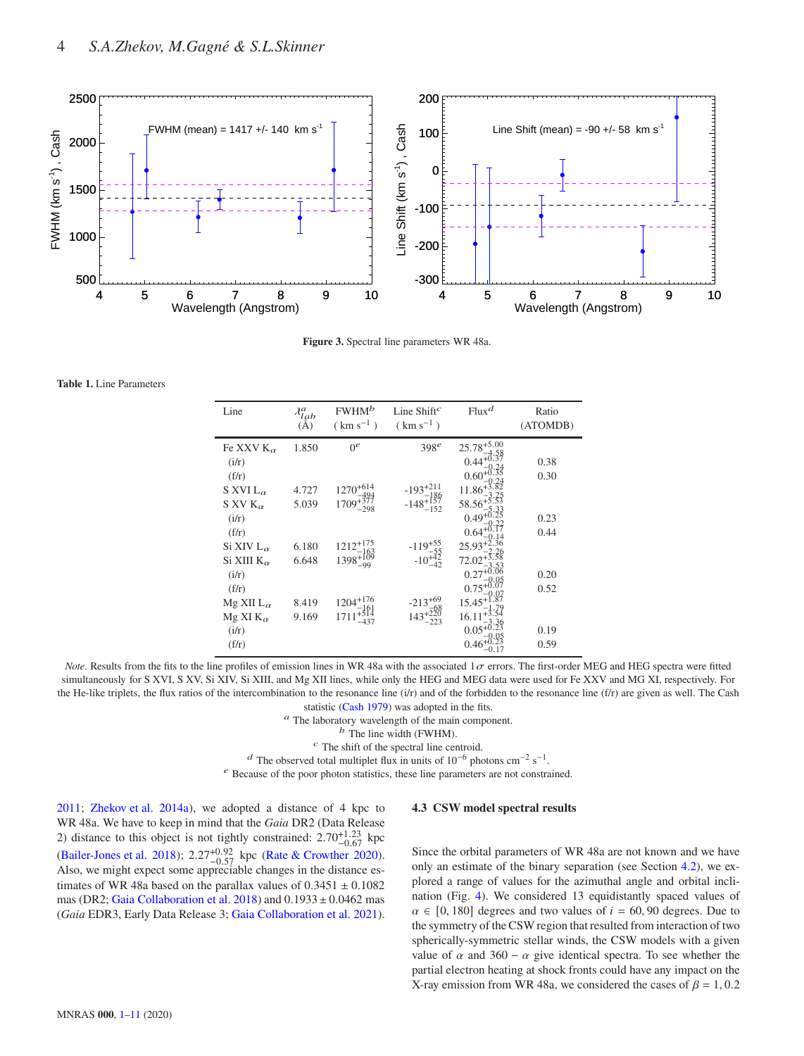Figure 3. Spectral line parameters WR 48a.

Table 1. Line Parameters

| Line | $\lambda^{a}_{lab}$ (Å) | FWHM[b] ( km s$^{-1}$ ) | Line Shift[c] ( km s$^{-1}$ ) | Flux[d] | Ratio (ATOMDB) |
|---|---|---|---|---|---|
| Fe XXV K$_\alpha$ | 1.850 | 0[e] | 398[e] | $25.78^{+5.00}_{-4.58}$ | |
| (i/r) | | | | $0.44^{+0.37}_{-0.24}$ | 0.38 |
| (f/r) | | | | $0.60^{+0.35}_{-0.24}$ | 0.30 |
| S XVI L$_\alpha$ | 4.727 | $1270^{+614}_{-494}$ | $-193^{+211}_{-186}$ | $11.86^{+3.82}_{-3.25}$ | |
| S XV K$_\alpha$ | 5.039 | $1709^{+377}_{-298}$ | $-148^{+157}_{-152}$ | $58.56^{+5.53}_{-5.33}$ | |
| (i/r) | | | | $0.49^{+0.25}_{-0.22}$ | 0.23 |
| (f/r) | | | | $0.64^{+0.17}_{-0.14}$ | 0.44 |
| Si XIV L$_\alpha$ | 6.180 | $1212^{+175}_{-163}$ | $-119^{+55}_{-55}$ | $25.93^{+2.36}_{-2.26}$ | |
| Si XIII K$_\alpha$ | 6.648 | $1398^{+109}_{-99}$ | $-10^{+42}_{-42}$ | $72.02^{+3.58}_{-3.53}$ | |
| (i/r) | | | | $0.27^{+0.06}_{-0.05}$ | 0.20 |
| (f/r) | | | | $0.75^{+0.07}_{-0.07}$ | 0.52 |
| Mg XII L$_\alpha$ | 8.419 | $1204^{+176}_{-161}$ | $-213^{+69}_{-68}$ | $15.45^{+1.87}_{-1.79}$ | |
| Mg XI K$_\alpha$ | 9.169 | $1711^{+514}_{-437}$ | $143^{+220}_{-223}$ | $16.11^{+3.54}_{-3.36}$ | |
| (i/r) | | | | $0.05^{+0.23}_{-0.05}$ | 0.19 |
| (f/r) | | | | $0.46^{+0.23}_{-0.17}$ | 0.59 |

*Note*. Results from the fits to the line profiles of emission lines in WR 48a with the associated 1$\sigma$ errors. The first-order MEG and HEG spectra were fitted simultaneously for S XVI, S XV, Si XIV, Si XIII, and Mg XII lines, while only the HEG and MEG data were used for Fe XXV and MG XI, respectively. For the He-like triplets, the flux ratios of the intercombination to the resonance line (i/r) and of the forbidden to the resonance line (f/r) are given as well. The Cash statistic (Cash 1979) was adopted in the fits.
[a] The laboratory wavelength of the main component.
[b] The line width (FWHM).
[c] The shift of the spectral line centroid.
[d] The observed total multiplet flux in units of $10^{-6}$ photons cm$^{-2}$ s$^{-1}$.
[e] Because of the poor photon statistics, these line parameters are not constrained.

2011; Zhekov et al. 2014a), we adopted a distance of 4 kpc to WR 48a. We have to keep in mind that the *Gaia* DR2 (Data Release 2) distance to this object is not tightly constrained: $2.70^{+1.23}_{-0.67}$ kpc (Bailer-Jones et al. 2018); $2.27^{+0.92}_{-0.57}$ kpc (Rate & Crowther 2020). Also, we might expect some appreciable changes in the distance estimates of WR 48a based on the parallax values of $0.3451 \pm 0.1082$ mas (DR2; Gaia Collaboration et al. 2018) and $0.1933 \pm 0.0462$ mas (*Gaia* EDR3, Early Data Release 3; Gaia Collaboration et al. 2021).

### 4.3 CSW model spectral results

Since the orbital parameters of WR 48a are not known and we have only an estimate of the binary separation (see Section 4.2), we explored a range of values for the azimuthal angle and orbital inclination (Fig. 4). We considered 13 equidistantly spaced values of $\alpha \in [0, 180]$ degrees and two values of $i = 60, 90$ degrees. Due to the symmetry of the CSW region that resulted from interaction of two spherically-symmetric stellar winds, the CSW models with a given value of $\alpha$ and $360 - \alpha$ give identical spectra. To see whether the partial electron heating at shock fronts could have any impact on the X-ray emission from WR 48a, we considered the cases of $\beta = 1, 0.2$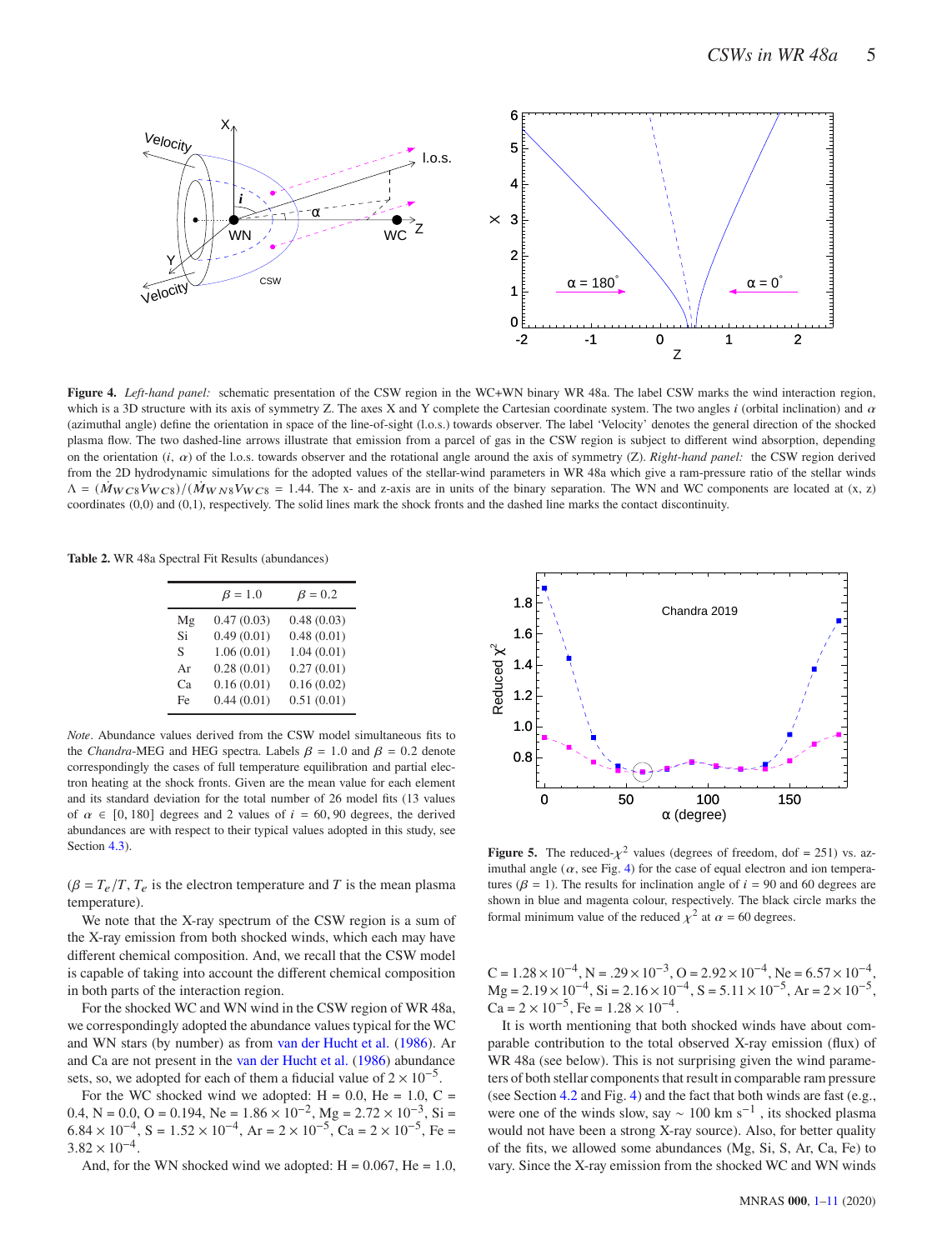**Figure 4.** *Left-hand panel:* schematic presentation of the CSW region in the WC+WN binary WR 48a. The label CSW marks the wind interaction region, which is a 3D structure with its axis of symmetry Z. The axes X and Y complete the Cartesian coordinate system. The two angles $i$ (orbital inclination) and $\alpha$ (azimuthal angle) define the orientation in space of the line-of-sight (l.o.s.) towards observer. The label 'Velocity' denotes the general direction of the shocked plasma flow. The two dashed-line arrows illustrate that emission from a parcel of gas in the CSW region is subject to different wind absorption, depending on the orientation ($i$, $\alpha$) of the l.o.s. towards observer and the rotational angle around the axis of symmetry (Z). *Right-hand panel:* the CSW region derived from the 2D hydrodynamic simulations for the adopted values of the stellar-wind parameters in WR 48a which give a ram-pressure ratio of the stellar winds $\Lambda = (\dot{M}_{WC8}V_{WC8})/(\dot{M}_{WN8}V_{WC8} = 1.44$. The x- and z-axis are in units of the binary separation. The WN and WC components are located at (x, z) coordinates (0,0) and (0,1), respectively. The solid lines mark the shock fronts and the dashed line marks the contact discontinuity.

**Table 2.** WR 48a Spectral Fit Results (abundances)

| | $\beta = 1.0$ | $\beta = 0.2$ |
|---|---|---|
| Mg | 0.47 (0.03) | 0.48 (0.03) |
| Si | 0.49 (0.01) | 0.48 (0.01) |
| S | 1.06 (0.01) | 1.04 (0.01) |
| Ar | 0.28 (0.01) | 0.27 (0.01) |
| Ca | 0.16 (0.01) | 0.16 (0.02) |
| Fe | 0.44 (0.01) | 0.51 (0.01) |

*Note*. Abundance values derived from the CSW model simultaneous fits to the *Chandra*-MEG and HEG spectra. Labels $\beta = 1.0$ and $\beta = 0.2$ denote correspondingly the cases of full temperature equilibration and partial electron heating at the shock fronts. Given are the mean value for each element and its standard deviation for the total number of 26 model fits (13 values of $\alpha \in [0, 180]$ degrees and 2 values of $i = 60, 90$ degrees, the derived abundances are with respect to their typical values adopted in this study, see Section 4.3).

($\beta = T_e/T$, $T_e$ is the electron temperature and $T$ is the mean plasma temperature).

We note that the X-ray spectrum of the CSW region is a sum of the X-ray emission from both shocked winds, which each may have different chemical composition. And, we recall that the CSW model is capable of taking into account the different chemical composition in both parts of the interaction region.

For the shocked WC and WN wind in the CSW region of WR 48a, we correspondingly adopted the abundance values typical for the WC and WN stars (by number) as from van der Hucht et al. (1986). Ar and Ca are not present in the van der Hucht et al. (1986) abundance sets, so, we adopted for each of them a fiducial value of $2 \times 10^{-5}$.

For the WC shocked wind we adopted: H = 0.0, He = 1.0, C = 0.4, N = 0.0, O = 0.194, Ne = $1.86 \times 10^{-2}$, Mg = $2.72 \times 10^{-3}$, Si = $6.84 \times 10^{-4}$, S = $1.52 \times 10^{-4}$, Ar = $2 \times 10^{-5}$, Ca = $2 \times 10^{-5}$, Fe = $3.82 \times 10^{-4}$.

And, for the WN shocked wind we adopted: H = 0.067, He = 1.0, C = $1.28 \times 10^{-4}$, N = $.29 \times 10^{-3}$, O = $2.92 \times 10^{-4}$, Ne = $6.57 \times 10^{-4}$, Mg = $2.19 \times 10^{-4}$, Si = $2.16 \times 10^{-4}$, S = $5.11 \times 10^{-5}$, Ar = $2 \times 10^{-5}$, Ca = $2 \times 10^{-5}$, Fe = $1.28 \times 10^{-4}$.

**Figure 5.** The reduced-$\chi^2$ values (degrees of freedom, dof = 251) vs. azimuthal angle ($\alpha$, see Fig. 4) for the case of equal electron and ion temperatures ($\beta = 1$). The results for inclination angle of $i = 90$ and 60 degrees are shown in blue and magenta colour, respectively. The black circle marks the formal minimum value of the reduced $\chi^2$ at $\alpha = 60$ degrees.

It is worth mentioning that both shocked winds have about comparable contribution to the total observed X-ray emission (flux) of WR 48a (see below). This is not surprising given the wind parameters of both stellar components that result in comparable ram pressure (see Section 4.2 and Fig. 4) and the fact that both winds are fast (e.g., were one of the winds slow, say $\sim$ 100 km s$^{-1}$ , its shocked plasma would not have been a strong X-ray source). Also, for better quality of the fits, we allowed some abundances (Mg, Si, S, Ar, Ca, Fe) to vary. Since the X-ray emission from the shocked WC and WN winds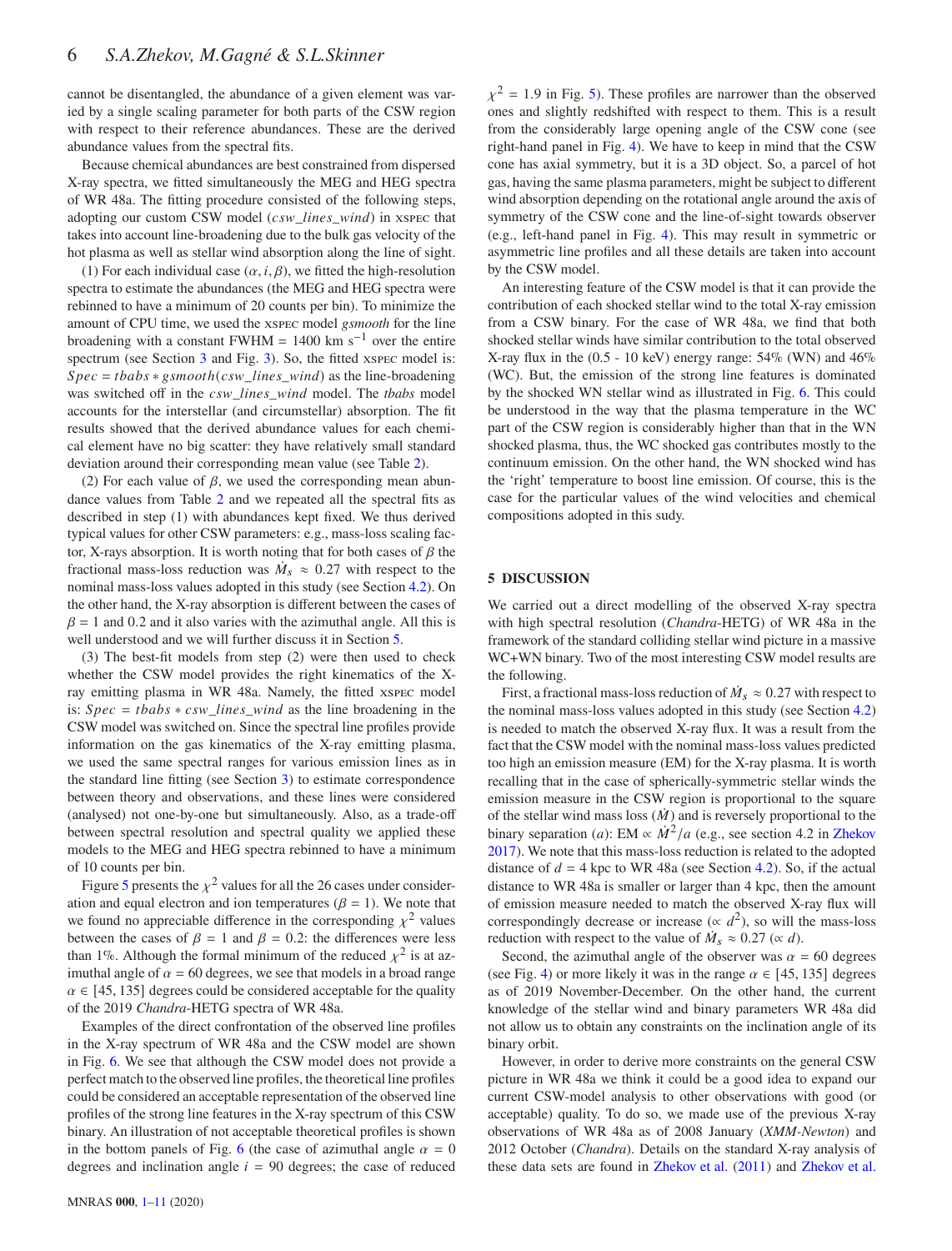cannot be disentangled, the abundance of a given element was varied by a single scaling parameter for both parts of the CSW region with respect to their reference abundances. These are the derived abundance values from the spectral fits.

Because chemical abundances are best constrained from dispersed X-ray spectra, we fitted simultaneously the MEG and HEG spectra of WR 48a. The fitting procedure consisted of the following steps, adopting our custom CSW model (*csw_lines_wind*) in XSPEC that takes into account line-broadening due to the bulk gas velocity of the hot plasma as well as stellar wind absorption along the line of sight.

(1) For each individual case $(\alpha, i, \beta)$, we fitted the high-resolution spectra to estimate the abundances (the MEG and HEG spectra were rebinned to have a minimum of 20 counts per bin). To minimize the amount of CPU time, we used the XSPEC model *gsmooth* for the line broadening with a constant FWHM = 1400 km s$^{-1}$ over the entire spectrum (see Section 3 and Fig. 3). So, the fitted XSPEC model is: $Spec = tbabs * gsmooth(csw\_lines\_wind)$ as the line-broadening was switched off in the *csw_lines_wind* model. The *tbabs* model accounts for the interstellar (and circumstellar) absorption. The fit results showed that the derived abundance values for each chemical element have no big scatter: they have relatively small standard deviation around their corresponding mean value (see Table 2).

(2) For each value of $\beta$, we used the corresponding mean abundance values from Table 2 and we repeated all the spectral fits as described in step (1) with abundances kept fixed. We thus derived typical values for other CSW parameters: e.g., mass-loss scaling factor, X-rays absorption. It is worth noting that for both cases of $\beta$ the fractional mass-loss reduction was $\dot{M}_s \approx 0.27$ with respect to the nominal mass-loss values adopted in this study (see Section 4.2). On the other hand, the X-ray absorption is different between the cases of $\beta = 1$ and 0.2 and it also varies with the azimuthal angle. All this is well understood and we will further discuss it in Section 5.

(3) The best-fit models from step (2) were then used to check whether the CSW model provides the right kinematics of the X-ray emitting plasma in WR 48a. Namely, the fitted XSPEC model is: $Spec = tbabs * csw\_lines\_wind$ as the line broadening in the CSW model was switched on. Since the spectral line profiles provide information on the gas kinematics of the X-ray emitting plasma, we used the same spectral ranges for various emission lines as in the standard line fitting (see Section 3) to estimate correspondence between theory and observations, and these lines were considered (analysed) not one-by-one but simultaneously. Also, as a trade-off between spectral resolution and spectral quality we applied these models to the MEG and HEG spectra rebinned to have a minimum of 10 counts per bin.

Figure 5 presents the $\chi^2$ values for all the 26 cases under consideration and equal electron and ion temperatures ($\beta = 1$). We note that we found no appreciable difference in the corresponding $\chi^2$ values between the cases of $\beta = 1$ and $\beta = 0.2$: the differences were less than 1%. Although the formal minimum of the reduced $\chi^2$ is at azimuthal angle of $\alpha = 60$ degrees, we see that models in a broad range $\alpha \in [45, 135]$ degrees could be considered acceptable for the quality of the 2019 *Chandra*-HETG spectra of WR 48a.

Examples of the direct confrontation of the observed line profiles in the X-ray spectrum of WR 48a and the CSW model are shown in Fig. 6. We see that although the CSW model does not provide a perfect match to the observed line profiles, the theoretical line profiles could be considered an acceptable representation of the observed line profiles of the strong line features in the X-ray spectrum of this CSW binary. An illustration of not acceptable theoretical profiles is shown in the bottom panels of Fig. 6 (the case of azimuthal angle $\alpha = 0$ degrees and inclination angle $i = 90$ degrees; the case of reduced $\chi^2 = 1.9$ in Fig. 5). These profiles are narrower than the observed ones and slightly redshifted with respect to them. This is a result from the considerably large opening angle of the CSW cone (see right-hand panel in Fig. 4). We have to keep in mind that the CSW cone has axial symmetry, but it is a 3D object. So, a parcel of hot gas, having the same plasma parameters, might be subject to different wind absorption depending on the rotational angle around the axis of symmetry of the CSW cone and the line-of-sight towards observer (e.g., left-hand panel in Fig. 4). This may result in symmetric or asymmetric line profiles and all these details are taken into account by the CSW model.

An interesting feature of the CSW model is that it can provide the contribution of each shocked stellar wind to the total X-ray emission from a CSW binary. For the case of WR 48a, we find that both shocked stellar winds have similar contribution to the total observed X-ray flux in the (0.5 - 10 keV) energy range: 54% (WN) and 46% (WC). But, the emission of the strong line features is dominated by the shocked WN stellar wind as illustrated in Fig. 6. This could be understood in the way that the plasma temperature in the WC part of the CSW region is considerably higher than that in the WN shocked plasma, thus, the WC shocked gas contributes mostly to the continuum emission. On the other hand, the WN shocked wind has the 'right' temperature to boost line emission. Of course, this is the case for the particular values of the wind velocities and chemical compositions adopted in this sudy.

## 5 DISCUSSION

We carried out a direct modelling of the observed X-ray spectra with high spectral resolution (*Chandra*-HETG) of WR 48a in the framework of the standard colliding stellar wind picture in a massive WC+WN binary. Two of the most interesting CSW model results are the following.

First, a fractional mass-loss reduction of $\dot{M}_s \approx 0.27$ with respect to the nominal mass-loss values adopted in this study (see Section 4.2) is needed to match the observed X-ray flux. It was a result from the fact that the CSW model with the nominal mass-loss values predicted too high an emission measure (EM) for the X-ray plasma. It is worth recalling that in the case of spherically-symmetric stellar winds the emission measure in the CSW region is proportional to the square of the stellar wind mass loss ($\dot{M}$) and is reversely proportional to the binary separation ($a$): EM $\propto \dot{M}^2/a$ (e.g., see section 4.2 in Zhekov 2017). We note that this mass-loss reduction is related to the adopted distance of $d = 4$ kpc to WR 48a (see Section 4.2). So, if the actual distance to WR 48a is smaller or larger than 4 kpc, then the amount of emission measure needed to match the observed X-ray flux will correspondingly decrease or increase ($\propto d^2$), so will the mass-loss reduction with respect to the value of $\dot{M}_s \approx 0.27$ ($\propto d$).

Second, the azimuthal angle of the observer was $\alpha = 60$ degrees (see Fig. 4) or more likely it was in the range $\alpha \in [45, 135]$ degrees as of 2019 November-December. On the other hand, the current knowledge of the stellar wind and binary parameters WR 48a did not allow us to obtain any constraints on the inclination angle of its binary orbit.

However, in order to derive more constraints on the general CSW picture in WR 48a we think it could be a good idea to expand our current CSW-model analysis to other observations with good (or acceptable) quality. To do so, we made use of the previous X-ray observations of WR 48a as of 2008 January (*XMM-Newton*) and 2012 October (*Chandra*). Details on the standard X-ray analysis of these data sets are found in Zhekov et al. (2011) and Zhekov et al.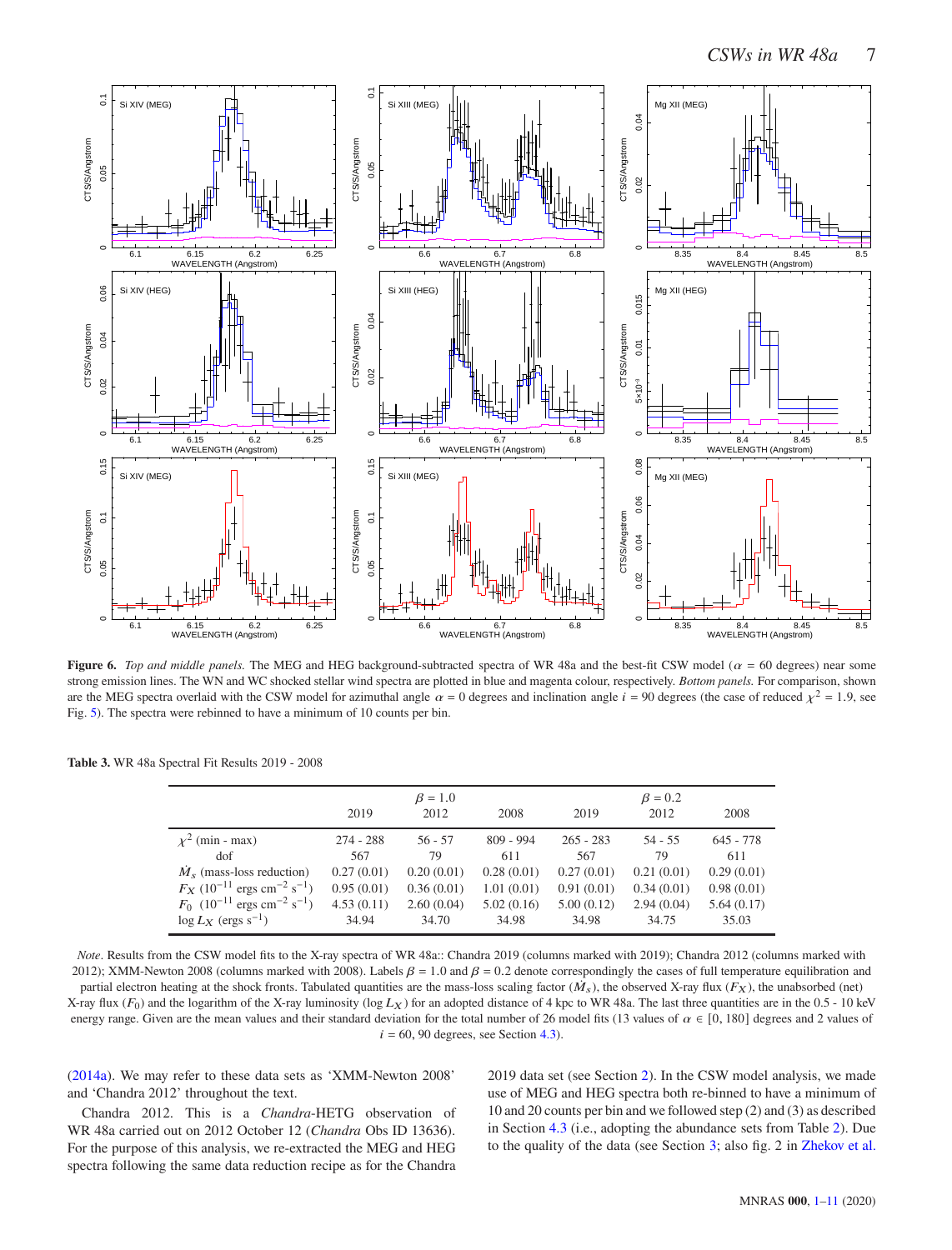**Figure 6.** *Top and middle panels.* The MEG and HEG background-subtracted spectra of WR 48a and the best-fit CSW model ($\alpha$ = 60 degrees) near some strong emission lines. The WN and WC shocked stellar wind spectra are plotted in blue and magenta colour, respectively. *Bottom panels.* For comparison, shown are the MEG spectra overlaid with the CSW model for azimuthal angle $\alpha$ = 0 degrees and inclination angle $i$ = 90 degrees (the case of reduced $\chi^2$ = 1.9, see Fig. 5). The spectra were rebinned to have a minimum of 10 counts per bin.

**Table 3.** WR 48a Spectral Fit Results 2019 - 2008

| | $\beta = 1.0$ | | | $\beta = 0.2$ | | |
|---|---|---|---|---|---|---|
| | 2019 | 2012 | 2008 | 2019 | 2012 | 2008 |
| $\chi^2$ (min - max) | 274 - 288 | 56 - 57 | 809 - 994 | 265 - 283 | 54 - 55 | 645 - 778 |
| dof | 567 | 79 | 611 | 567 | 79 | 611 |
| $\dot{M}_s$ (mass-loss reduction) | 0.27 (0.01) | 0.20 (0.01) | 0.28 (0.01) | 0.27 (0.01) | 0.21 (0.01) | 0.29 (0.01) |
| $F_X$ ($10^{-11}$ ergs cm$^{-2}$ s$^{-1}$) | 0.95 (0.01) | 0.36 (0.01) | 1.01 (0.01) | 0.91 (0.01) | 0.34 (0.01) | 0.98 (0.01) |
| $F_0$ ($10^{-11}$ ergs cm$^{-2}$ s$^{-1}$) | 4.53 (0.11) | 2.60 (0.04) | 5.02 (0.16) | 5.00 (0.12) | 2.94 (0.04) | 5.64 (0.17) |
| $\log L_X$ (ergs s$^{-1}$) | 34.94 | 34.70 | 34.98 | 34.98 | 34.75 | 35.03 |

*Note*. Results from the CSW model fits to the X-ray spectra of WR 48a:: Chandra 2019 (columns marked with 2019); Chandra 2012 (columns marked with 2012); XMM-Newton 2008 (columns marked with 2008). Labels $\beta = 1.0$ and $\beta = 0.2$ denote correspondingly the cases of full temperature equilibration and partial electron heating at the shock fronts. Tabulated quantities are the mass-loss scaling factor ($\dot{M}_s$), the observed X-ray flux ($F_X$), the unabsorbed (net) X-ray flux ($F_0$) and the logarithm of the X-ray luminosity ($\log L_X$) for an adopted distance of 4 kpc to WR 48a. The last three quantities are in the 0.5 - 10 keV energy range. Given are the mean values and their standard deviation for the total number of 26 model fits (13 values of $\alpha \in [0, 180]$ degrees and 2 values of $i$ = 60, 90 degrees, see Section 4.3).

(2014a). We may refer to these data sets as 'XMM-Newton 2008' and 'Chandra 2012' throughout the text.

Chandra 2012. This is a *Chandra*-HETG observation of WR 48a carried out on 2012 October 12 (*Chandra* Obs ID 13636). For the purpose of this analysis, we re-extracted the MEG and HEG spectra following the same data reduction recipe as for the Chandra 2019 data set (see Section 2). In the CSW model analysis, we made use of MEG and HEG spectra both re-binned to have a minimum of 10 and 20 counts per bin and we followed step (2) and (3) as described in Section 4.3 (i.e., adopting the abundance sets from Table 2). Due to the quality of the data (see Section 3; also fig. 2 in Zhekov et al.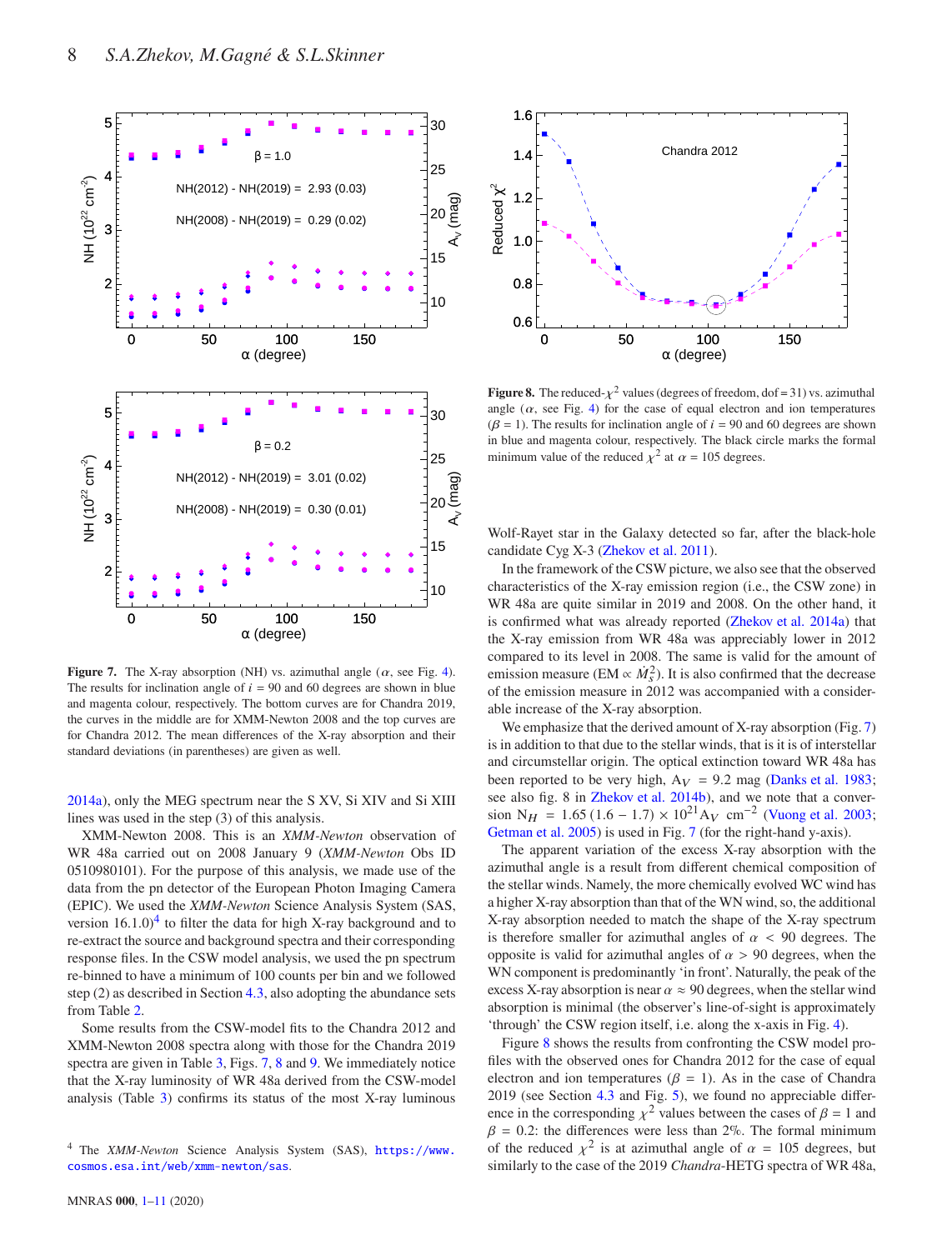**Figure 7.** The X-ray absorption (NH) vs. azimuthal angle ($\alpha$, see Fig. 4). The results for inclination angle of $i$ = 90 and 60 degrees are shown in blue and magenta colour, respectively. The bottom curves are for Chandra 2019, the curves in the middle are for XMM-Newton 2008 and the top curves are for Chandra 2012. The mean differences of the X-ray absorption and their standard deviations (in parentheses) are given as well.

**Figure 8.** The reduced-$\chi^2$ values (degrees of freedom, dof = 31) vs. azimuthal angle ($\alpha$, see Fig. 4) for the case of equal electron and ion temperatures ($\beta$ = 1). The results for inclination angle of $i$ = 90 and 60 degrees are shown in blue and magenta colour, respectively. The black circle marks the formal minimum value of the reduced $\chi^2$ at $\alpha$ = 105 degrees.

2014a), only the MEG spectrum near the S XV, Si XIV and Si XIII lines was used in the step (3) of this analysis.

XMM-Newton 2008. This is an *XMM-Newton* observation of WR 48a carried out on 2008 January 9 (*XMM-Newton* Obs ID 0510980101). For the purpose of this analysis, we made use of the data from the pn detector of the European Photon Imaging Camera (EPIC). We used the *XMM-Newton* Science Analysis System (SAS, version 16.1.0)[4] to filter the data for high X-ray background and to re-extract the source and background spectra and their corresponding response files. In the CSW model analysis, we used the pn spectrum re-binned to have a minimum of 100 counts per bin and we followed step (2) as described in Section 4.3, also adopting the abundance sets from Table 2.

Some results from the CSW-model fits to the Chandra 2012 and XMM-Newton 2008 spectra along with those for the Chandra 2019 spectra are given in Table 3, Figs. 7, 8 and 9. We immediately notice that the X-ray luminosity of WR 48a derived from the CSW-model analysis (Table 3) confirms its status of the most X-ray luminous Wolf-Rayet star in the Galaxy detected so far, after the black-hole candidate Cyg X-3 (Zhekov et al. 2011).

In the framework of the CSW picture, we also see that the observed characteristics of the X-ray emission region (i.e., the CSW zone) in WR 48a are quite similar in 2019 and 2008. On the other hand, it is confirmed what was already reported (Zhekov et al. 2014a) that the X-ray emission from WR 48a was appreciably lower in 2012 compared to its level in 2008. The same is valid for the amount of emission measure (EM $\propto \dot{M}_s^2$). It is also confirmed that the decrease of the emission measure in 2012 was accompanied with a considerable increase of the X-ray absorption.

We emphasize that the derived amount of X-ray absorption (Fig. 7) is in addition to that due to the stellar winds, that is it is of interstellar and circumstellar origin. The optical extinction toward WR 48a has been reported to be very high, $A_V$ = 9.2 mag (Danks et al. 1983; see also fig. 8 in Zhekov et al. 2014b), and we note that a conversion $N_H = 1.65\,(1.6-1.7) \times 10^{21} A_V$ cm$^{-2}$ (Vuong et al. 2003; Getman et al. 2005) is used in Fig. 7 (for the right-hand y-axis).

The apparent variation of the excess X-ray absorption with the azimuthal angle is a result from different chemical composition of the stellar winds. Namely, the more chemically evolved WC wind has a higher X-ray absorption than that of the WN wind, so, the additional X-ray absorption needed to match the shape of the X-ray spectrum is therefore smaller for azimuthal angles of $\alpha$ < 90 degrees. The opposite is valid for azimuthal angles of $\alpha$ > 90 degrees, when the WN component is predominantly 'in front'. Naturally, the peak of the excess X-ray absorption is near $\alpha \approx 90$ degrees, when the stellar wind absorption is minimal (the observer's line-of-sight is approximately 'through' the CSW region itself, i.e. along the x-axis in Fig. 4).

Figure 8 shows the results from confronting the CSW model profiles with the observed ones for Chandra 2012 for the case of equal electron and ion temperatures ($\beta$ = 1). As in the case of Chandra 2019 (see Section 4.3 and Fig. 5), we found no appreciable difference in the corresponding $\chi^2$ values between the cases of $\beta$ = 1 and $\beta$ = 0.2: the differences were less than 2%. The formal minimum of the reduced $\chi^2$ is at azimuthal angle of $\alpha$ = 105 degrees, but similarly to the case of the 2019 *Chandra*-HETG spectra of WR 48a,

[4] The *XMM-Newton* Science Analysis System (SAS), https://www.cosmos.esa.int/web/xmm-newton/sas.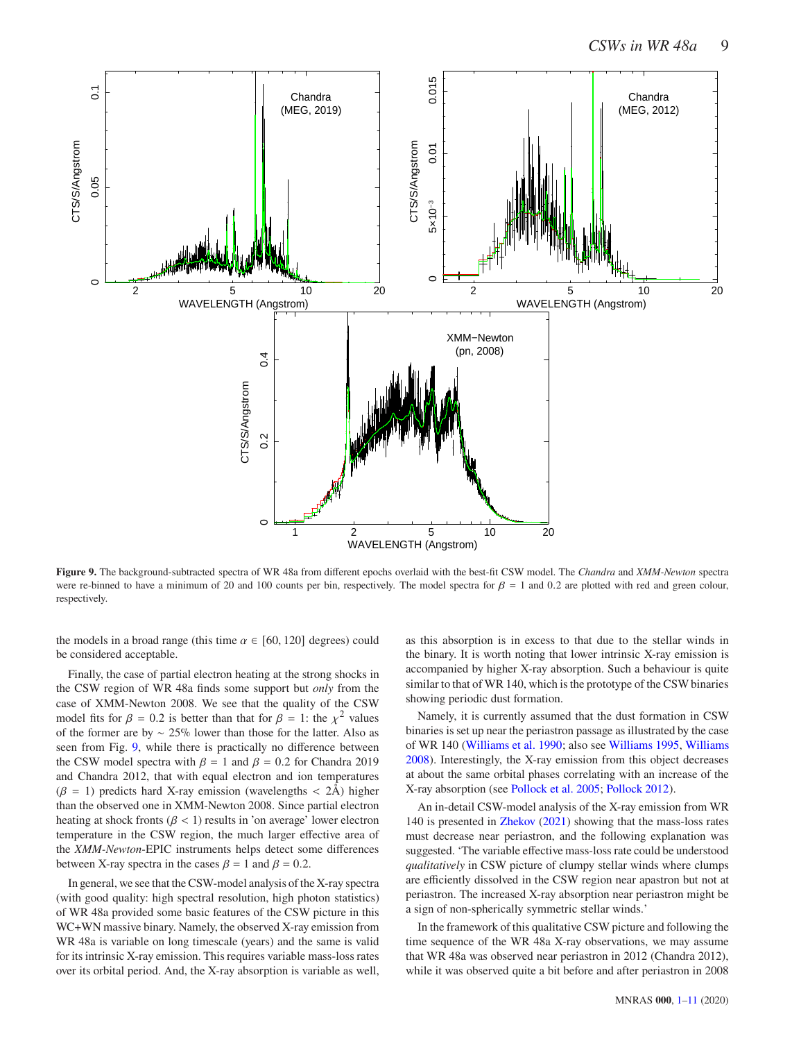**Figure 9.** The background-subtracted spectra of WR 48a from different epochs overlaid with the best-fit CSW model. The *Chandra* and *XMM-Newton* spectra were re-binned to have a minimum of 20 and 100 counts per bin, respectively. The model spectra for $\beta = 1$ and 0.2 are plotted with red and green colour, respectively.

the models in a broad range (this time $\alpha \in [60, 120]$ degrees) could be considered acceptable.

Finally, the case of partial electron heating at the strong shocks in the CSW region of WR 48a finds some support but *only* from the case of XMM-Newton 2008. We see that the quality of the CSW model fits for $\beta = 0.2$ is better than that for $\beta = 1$: the $\chi^2$ values of the former are by $\sim 25$% lower than those for the latter. Also as seen from Fig. 9, while there is practically no difference between the CSW model spectra with $\beta = 1$ and $\beta = 0.2$ for Chandra 2019 and Chandra 2012, that with equal electron and ion temperatures ($\beta = 1$) predicts hard X-ray emission (wavelengths $< 2$Å) higher than the observed one in XMM-Newton 2008. Since partial electron heating at shock fronts ($\beta < 1$) results in 'on average' lower electron temperature in the CSW region, the much larger effective area of the *XMM-Newton*-EPIC instruments helps detect some differences between X-ray spectra in the cases $\beta = 1$ and $\beta = 0.2$.

In general, we see that the CSW-model analysis of the X-ray spectra (with good quality: high spectral resolution, high photon statistics) of WR 48a provided some basic features of the CSW picture in this WC+WN massive binary. Namely, the observed X-ray emission from WR 48a is variable on long timescale (years) and the same is valid for its intrinsic X-ray emission. This requires variable mass-loss rates over its orbital period. And, the X-ray absorption is variable as well, as this absorption is in excess to that due to the stellar winds in the binary. It is worth noting that lower intrinsic X-ray emission is accompanied by higher X-ray absorption. Such a behaviour is quite similar to that of WR 140, which is the prototype of the CSW binaries showing periodic dust formation.

Namely, it is currently assumed that the dust formation in CSW binaries is set up near the periastron passage as illustrated by the case of WR 140 (Williams et al. 1990; also see Williams 1995, Williams 2008). Interestingly, the X-ray emission from this object decreases at about the same orbital phases correlating with an increase of the X-ray absorption (see Pollock et al. 2005; Pollock 2012).

An in-detail CSW-model analysis of the X-ray emission from WR 140 is presented in Zhekov (2021) showing that the mass-loss rates must decrease near periastron, and the following explanation was suggested. 'The variable effective mass-loss rate could be understood *qualitatively* in CSW picture of clumpy stellar winds where clumps are efficiently dissolved in the CSW region near apastron but not at periastron. The increased X-ray absorption near periastron might be a sign of non-spherically symmetric stellar winds.'

In the framework of this qualitative CSW picture and following the time sequence of the WR 48a X-ray observations, we may assume that WR 48a was observed near periastron in 2012 (Chandra 2012), while it was observed quite a bit before and after periastron in 2008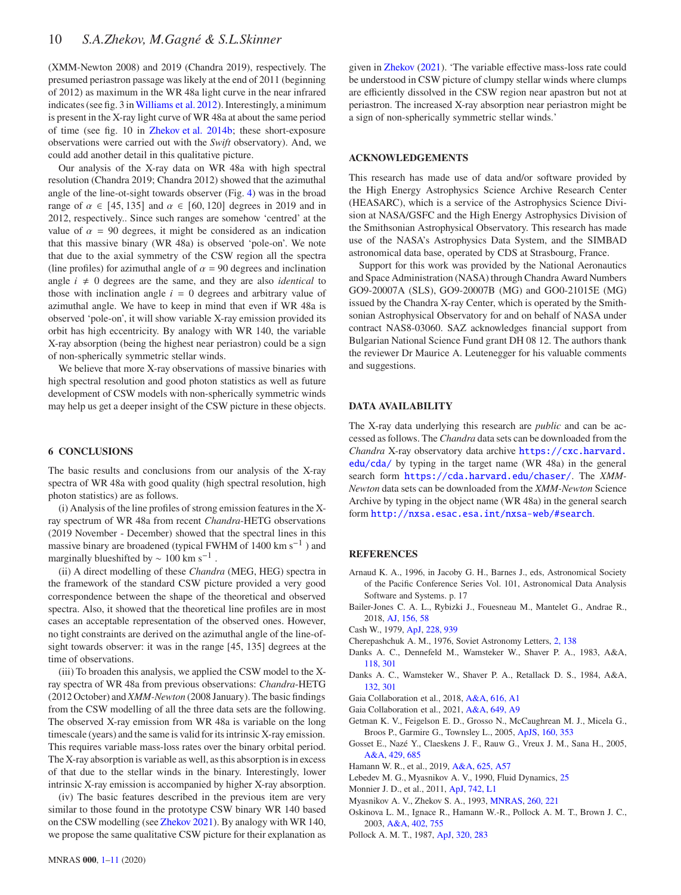(XMM-Newton 2008) and 2019 (Chandra 2019), respectively. The presumed periastron passage was likely at the end of 2011 (beginning of 2012) as maximum in the WR 48a light curve in the near infrared indicates (see fig. 3 in Williams et al. 2012). Interestingly, a minimum is present in the X-ray light curve of WR 48a at about the same period of time (see fig. 10 in Zhekov et al. 2014b; these short-exposure observations were carried out with the *Swift* observatory). And, we could add another detail in this qualitative picture.

Our analysis of the X-ray data on WR 48a with high spectral resolution (Chandra 2019; Chandra 2012) showed that the azimuthal angle of the line-ot-sight towards observer (Fig. 4) was in the broad range of $\alpha \in [45, 135]$ and $\alpha \in [60, 120]$ degrees in 2019 and in 2012, respectively.. Since such ranges are somehow 'centred' at the value of $\alpha = 90$ degrees, it might be considered as an indication that this massive binary (WR 48a) is observed 'pole-on'. We note that due to the axial symmetry of the CSW region all the spectra (line profiles) for azimuthal angle of $\alpha = 90$ degrees and inclination angle $i \neq 0$ degrees are the same, and they are also *identical* to those with inclination angle $i = 0$ degrees and arbitrary value of azimuthal angle. We have to keep in mind that even if WR 48a is observed 'pole-on', it will show variable X-ray emission provided its orbit has high eccentricity. By analogy with WR 140, the variable X-ray absorption (being the highest near periastron) could be a sign of non-spherically symmetric stellar winds.

We believe that more X-ray observations of massive binaries with high spectral resolution and good photon statistics as well as future development of CSW models with non-spherically symmetric winds may help us get a deeper insight of the CSW picture in these objects.

## 6 CONCLUSIONS

The basic results and conclusions from our analysis of the X-ray spectra of WR 48a with good quality (high spectral resolution, high photon statistics) are as follows.

(i) Analysis of the line profiles of strong emission features in the X-ray spectrum of WR 48a from recent *Chandra*-HETG observations (2019 November - December) showed that the spectral lines in this massive binary are broadened (typical FWHM of 1400 km s$^{-1}$ ) and marginally blueshifted by $\sim$ 100 km s$^{-1}$ .

(ii) A direct modelling of these *Chandra* (MEG, HEG) spectra in the framework of the standard CSW picture provided a very good correspondence between the shape of the theoretical and observed spectra. Also, it showed that the theoretical line profiles are in most cases an acceptable representation of the observed ones. However, no tight constraints are derived on the azimuthal angle of the line-of-sight towards observer: it was in the range [45, 135] degrees at the time of observations.

(iii) To broaden this analysis, we applied the CSW model to the X-ray spectra of WR 48a from previous observations: *Chandra*-HETG (2012 October) and *XMM-Newton* (2008 January). The basic findings from the CSW modelling of all the three data sets are the following. The observed X-ray emission from WR 48a is variable on the long timescale (years) and the same is valid for its intrinsic X-ray emission. This requires variable mass-loss rates over the binary orbital period. The X-ray absorption is variable as well, as this absorption is in excess of that due to the stellar winds in the binary. Interestingly, lower intrinsic X-ray emission is accompanied by higher X-ray absorption.

(iv) The basic features described in the previous item are very similar to those found in the prototype CSW binary WR 140 based on the CSW modelling (see Zhekov 2021). By analogy with WR 140, we propose the same qualitative CSW picture for their explanation as given in Zhekov (2021). 'The variable effective mass-loss rate could be understood in CSW picture of clumpy stellar winds where clumps are efficiently dissolved in the CSW region near apastron but not at periastron. The increased X-ray absorption near periastron might be a sign of non-spherically symmetric stellar winds.'

## ACKNOWLEDGEMENTS

This research has made use of data and/or software provided by the High Energy Astrophysics Science Archive Research Center (HEASARC), which is a service of the Astrophysics Science Division at NASA/GSFC and the High Energy Astrophysics Division of the Smithsonian Astrophysical Observatory. This research has made use of the NASA's Astrophysics Data System, and the SIMBAD astronomical data base, operated by CDS at Strasbourg, France.

Support for this work was provided by the National Aeronautics and Space Administration (NASA) through Chandra Award Numbers GO9-20007A (SLS), GO9-20007B (MG) and GO0-21015E (MG) issued by the Chandra X-ray Center, which is operated by the Smithsonian Astrophysical Observatory for and on behalf of NASA under contract NAS8-03060. SAZ acknowledges financial support from Bulgarian National Science Fund grant DH 08 12. The authors thank the reviewer Dr Maurice A. Leutenegger for his valuable comments and suggestions.

## DATA AVAILABILITY

The X-ray data underlying this research are *public* and can be accessed as follows. The *Chandra* data sets can be downloaded from the *Chandra* X-ray observatory data archive `https://cxc.harvard.edu/cda/` by typing in the target name (WR 48a) in the general search form `https://cda.harvard.edu/chaser/`. The *XMM-Newton* data sets can be downloaded from the *XMM-Newton* Science Archive by typing in the object name (WR 48a) in the general search form `http://nxsa.esac.esa.int/nxsa-web/#search`.

## REFERENCES

Arnaud K. A., 1996, in Jacoby G. H., Barnes J., eds, Astronomical Society of the Pacific Conference Series Vol. 101, Astronomical Data Analysis Software and Systems. p. 17

Bailer-Jones C. A. L., Rybizki J., Fouesneau M., Mantelet G., Andrae R., 2018, AJ, 156, 58

Cash W., 1979, ApJ, 228, 939

Cherepashchuk A. M., 1976, Soviet Astronomy Letters, 2, 138

Danks A. C., Dennefeld M., Wamsteker W., Shaver P. A., 1983, A&A, 118, 301

Danks A. C., Wamsteker W., Shaver P. A., Retallack D. S., 1984, A&A, 132, 301

Gaia Collaboration et al., 2018, A&A, 616, A1

Gaia Collaboration et al., 2021, A&A, 649, A9

Getman K. V., Feigelson E. D., Grosso N., McCaughrean M. J., Micela G., Broos P., Garmire G., Townsley L., 2005, ApJS, 160, 353

Gosset E., Nazé Y., Claeskens J. F., Rauw G., Vreux J. M., Sana H., 2005, A&A, 429, 685

Hamann W. R., et al., 2019, A&A, 625, A57

Lebedev M. G., Myasnikov A. V., 1990, Fluid Dynamics, 25

Monnier J. D., et al., 2011, ApJ, 742, L1

Myasnikov A. V., Zhekov S. A., 1993, MNRAS, 260, 221

Oskinova L. M., Ignace R., Hamann W.-R., Pollock A. M. T., Brown J. C., 2003, A&A, 402, 755

Pollock A. M. T., 1987, ApJ, 320, 283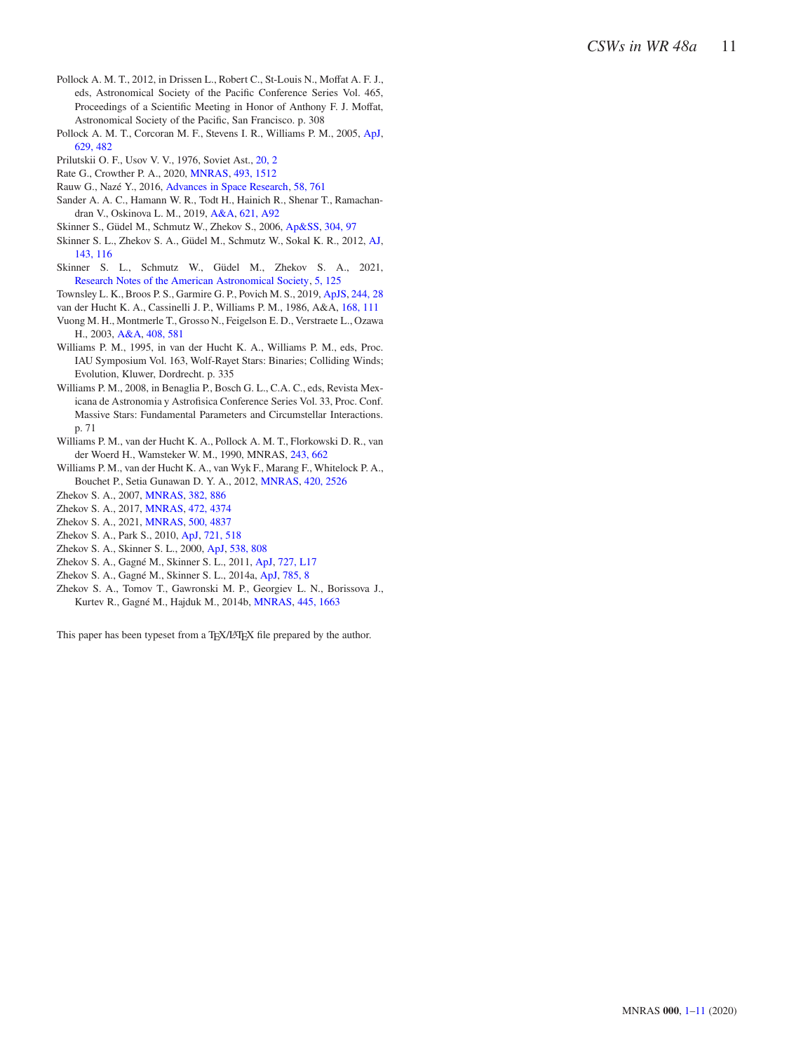Pollock A. M. T., 2012, in Drissen L., Robert C., St-Louis N., Moffat A. F. J., eds, Astronomical Society of the Pacific Conference Series Vol. 465, Proceedings of a Scientific Meeting in Honor of Anthony F. J. Moffat, Astronomical Society of the Pacific, San Francisco. p. 308

Pollock A. M. T., Corcoran M. F., Stevens I. R., Williams P. M., 2005, ApJ, 629, 482

Prilutskii O. F., Usov V. V., 1976, Soviet Ast., 20, 2

Rate G., Crowther P. A., 2020, MNRAS, 493, 1512

Rauw G., Nazé Y., 2016, Advances in Space Research, 58, 761

Sander A. A. C., Hamann W. R., Todt H., Hainich R., Shenar T., Ramachandran V., Oskinova L. M., 2019, A&A, 621, A92

Skinner S., Güdel M., Schmutz W., Zhekov S., 2006, Ap&SS, 304, 97

Skinner S. L., Zhekov S. A., Güdel M., Schmutz W., Sokal K. R., 2012, AJ, 143, 116

Skinner S. L., Schmutz W., Güdel M., Zhekov S. A., 2021, Research Notes of the American Astronomical Society, 5, 125

Townsley L. K., Broos P. S., Garmire G. P., Povich M. S., 2019, ApJS, 244, 28

van der Hucht K. A., Cassinelli J. P., Williams P. M., 1986, A&A, 168, 111

Vuong M. H., Montmerle T., Grosso N., Feigelson E. D., Verstraete L., Ozawa H., 2003, A&A, 408, 581

Williams P. M., 1995, in van der Hucht K. A., Williams P. M., eds, Proc. IAU Symposium Vol. 163, Wolf-Rayet Stars: Binaries; Colliding Winds; Evolution, Kluwer, Dordrecht. p. 335

Williams P. M., 2008, in Benaglia P., Bosch G. L., C.A. C., eds, Revista Mexicana de Astronomia y Astrofisica Conference Series Vol. 33, Proc. Conf. Massive Stars: Fundamental Parameters and Circumstellar Interactions. p. 71

Williams P. M., van der Hucht K. A., Pollock A. M. T., Florkowski D. R., van der Woerd H., Wamsteker W. M., 1990, MNRAS, 243, 662

Williams P. M., van der Hucht K. A., van Wyk F., Marang F., Whitelock P. A., Bouchet P., Setia Gunawan D. Y. A., 2012, MNRAS, 420, 2526

Zhekov S. A., 2007, MNRAS, 382, 886

Zhekov S. A., 2017, MNRAS, 472, 4374

Zhekov S. A., 2021, MNRAS, 500, 4837

Zhekov S. A., Park S., 2010, ApJ, 721, 518

Zhekov S. A., Skinner S. L., 2000, ApJ, 538, 808

Zhekov S. A., Gagné M., Skinner S. L., 2011, ApJ, 727, L17

Zhekov S. A., Gagné M., Skinner S. L., 2014a, ApJ, 785, 8

Zhekov S. A., Tomov T., Gawronski M. P., Georgiev L. N., Borissova J., Kurtev R., Gagné M., Hajduk M., 2014b, MNRAS, 445, 1663

This paper has been typeset from a TEX/LATEX file prepared by the author.